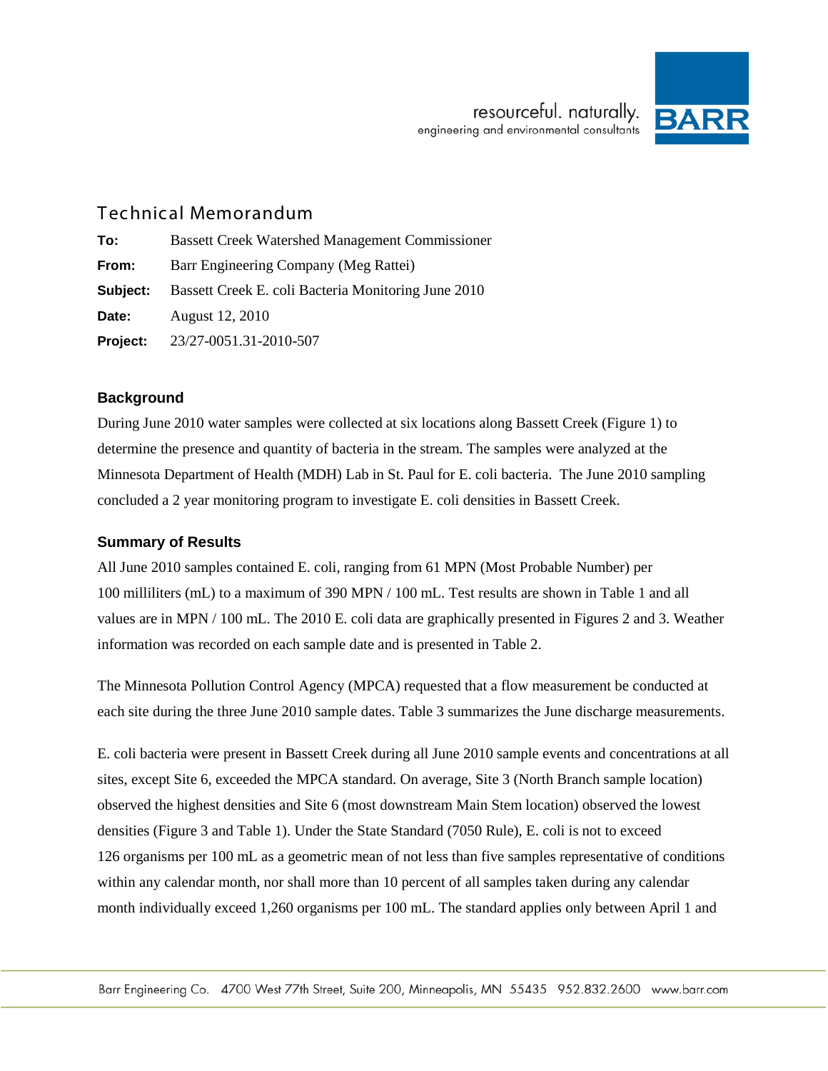# Technical Memorandum

**To:** Bassett Creek Watershed Management Commissioner

**From:** Barr Engineering Company (Meg Rattei)

**Subject:** Bassett Creek E. coli Bacteria Monitoring June 2010

**Date:** August 12, 2010

**Project:** 23/27-0051.31-2010-507

## Background

During June 2010 water samples were collected at six locations along Bassett Creek (Figure 1) to determine the presence and quantity of bacteria in the stream. The samples were analyzed at the Minnesota Department of Health (MDH) Lab in St. Paul for E. coli bacteria. The June 2010 sampling concluded a 2 year monitoring program to investigate E. coli densities in Bassett Creek.

## Summary of Results

All June 2010 samples contained E. coli, ranging from 61 MPN (Most Probable Number) per 100 milliliters (mL) to a maximum of 390 MPN / 100 mL. Test results are shown in Table 1 and all values are in MPN / 100 mL. The 2010 E. coli data are graphically presented in Figures 2 and 3. Weather information was recorded on each sample date and is presented in Table 2.

The Minnesota Pollution Control Agency (MPCA) requested that a flow measurement be conducted at each site during the three June 2010 sample dates. Table 3 summarizes the June discharge measurements.

E. coli bacteria were present in Bassett Creek during all June 2010 sample events and concentrations at all sites, except Site 6, exceeded the MPCA standard. On average, Site 3 (North Branch sample location) observed the highest densities and Site 6 (most downstream Main Stem location) observed the lowest densities (Figure 3 and Table 1). Under the State Standard (7050 Rule), E. coli is not to exceed 126 organisms per 100 mL as a geometric mean of not less than five samples representative of conditions within any calendar month, nor shall more than 10 percent of all samples taken during any calendar month individually exceed 1,260 organisms per 100 mL. The standard applies only between April 1 and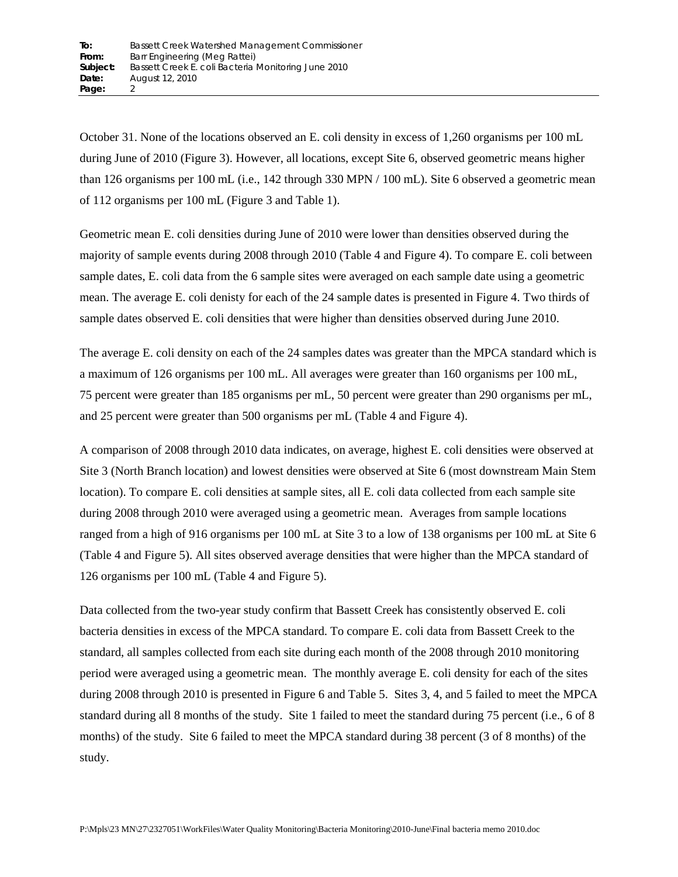October 31. None of the locations observed an E. coli density in excess of 1,260 organisms per 100 mL during June of 2010 (Figure 3). However, all locations, except Site 6, observed geometric means higher than 126 organisms per 100 mL (i.e., 142 through 330 MPN / 100 mL). Site 6 observed a geometric mean of 112 organisms per 100 mL (Figure 3 and Table 1).

Geometric mean E. coli densities during June of 2010 were lower than densities observed during the majority of sample events during 2008 through 2010 (Table 4 and Figure 4). To compare E. coli between sample dates, E. coli data from the 6 sample sites were averaged on each sample date using a geometric mean. The average E. coli denisty for each of the 24 sample dates is presented in Figure 4. Two thirds of sample dates observed E. coli densities that were higher than densities observed during June 2010.

The average E. coli density on each of the 24 samples dates was greater than the MPCA standard which is a maximum of 126 organisms per 100 mL. All averages were greater than 160 organisms per 100 mL, 75 percent were greater than 185 organisms per mL, 50 percent were greater than 290 organisms per mL, and 25 percent were greater than 500 organisms per mL (Table 4 and Figure 4).

A comparison of 2008 through 2010 data indicates, on average, highest E. coli densities were observed at Site 3 (North Branch location) and lowest densities were observed at Site 6 (most downstream Main Stem location). To compare E. coli densities at sample sites, all E. coli data collected from each sample site during 2008 through 2010 were averaged using a geometric mean. Averages from sample locations ranged from a high of 916 organisms per 100 mL at Site 3 to a low of 138 organisms per 100 mL at Site 6 (Table 4 and Figure 5). All sites observed average densities that were higher than the MPCA standard of 126 organisms per 100 mL (Table 4 and Figure 5).

Data collected from the two-year study confirm that Bassett Creek has consistently observed E. coli bacteria densities in excess of the MPCA standard. To compare E. coli data from Bassett Creek to the standard, all samples collected from each site during each month of the 2008 through 2010 monitoring period were averaged using a geometric mean. The monthly average E. coli density for each of the sites during 2008 through 2010 is presented in Figure 6 and Table 5. Sites 3, 4, and 5 failed to meet the MPCA standard during all 8 months of the study. Site 1 failed to meet the standard during 75 percent (i.e., 6 of 8 months) of the study. Site 6 failed to meet the MPCA standard during 38 percent (3 of 8 months) of the study.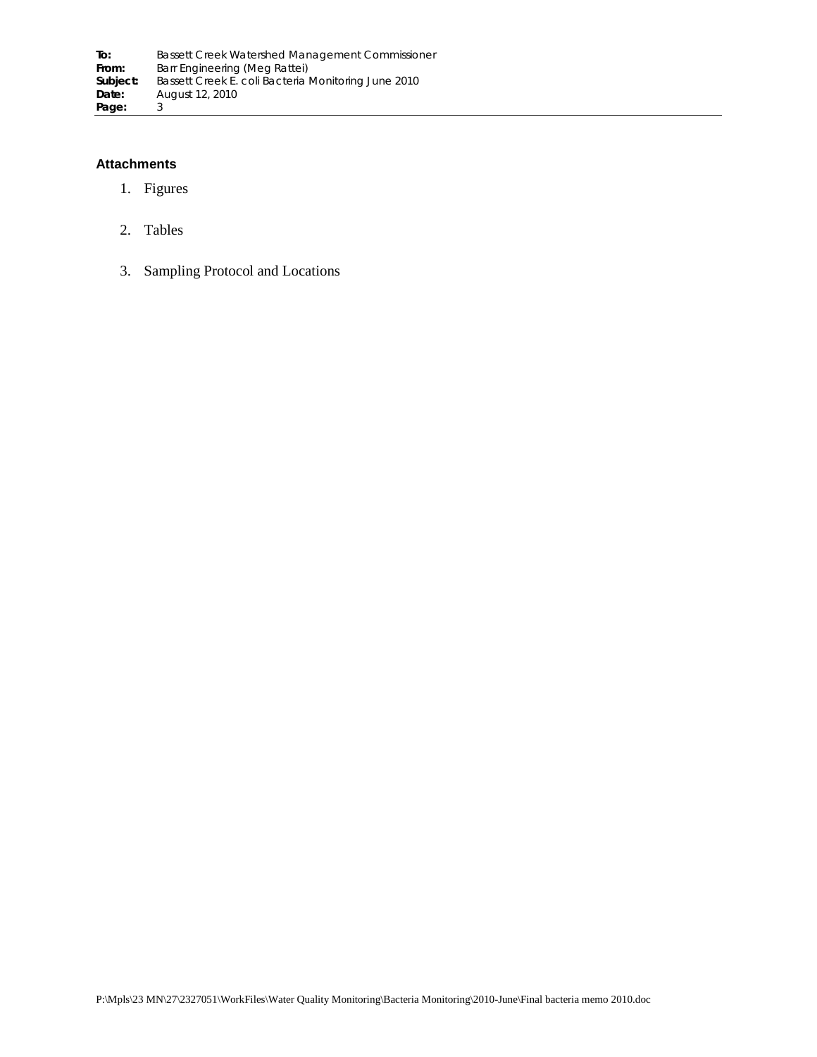**Attachments**

1. Figures

2. Tables

3. Sampling Protocol and Locations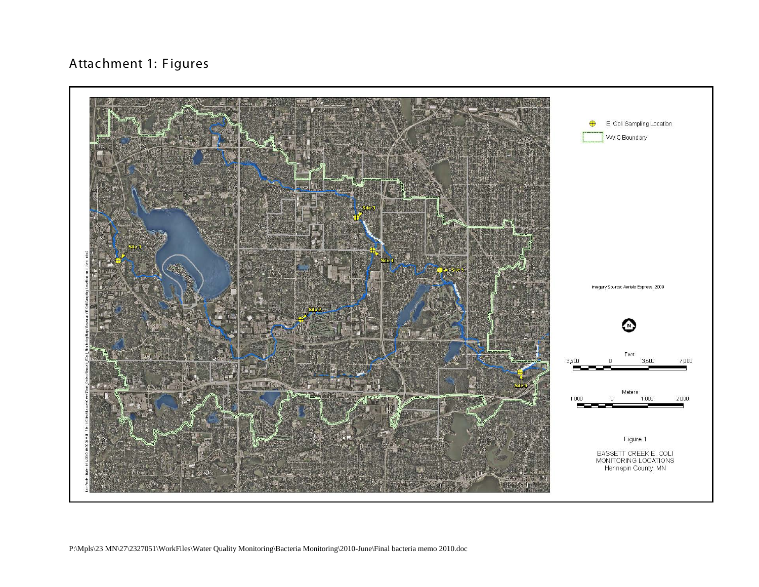# Attachment 1: Figures

Site 1

Site 2

Site 3

Site 4

Site 5

Site 6

E. Coli Sampling Location

WMC Boundary

Imagery Source: Aerials Express, 2009

Feet

3,500 0 3,500 7,000

Meters

1,000 0 1,000 2,000

Figure 1

BASSETT CREEK E. COLI MONITORING LOCATIONS
Hennepin County, MN

P:\Mpls\23 MN\27\2327051\WorkFiles\Water Quality Monitoring\Bacteria Monitoring\2010-June\Final bacteria memo 2010.doc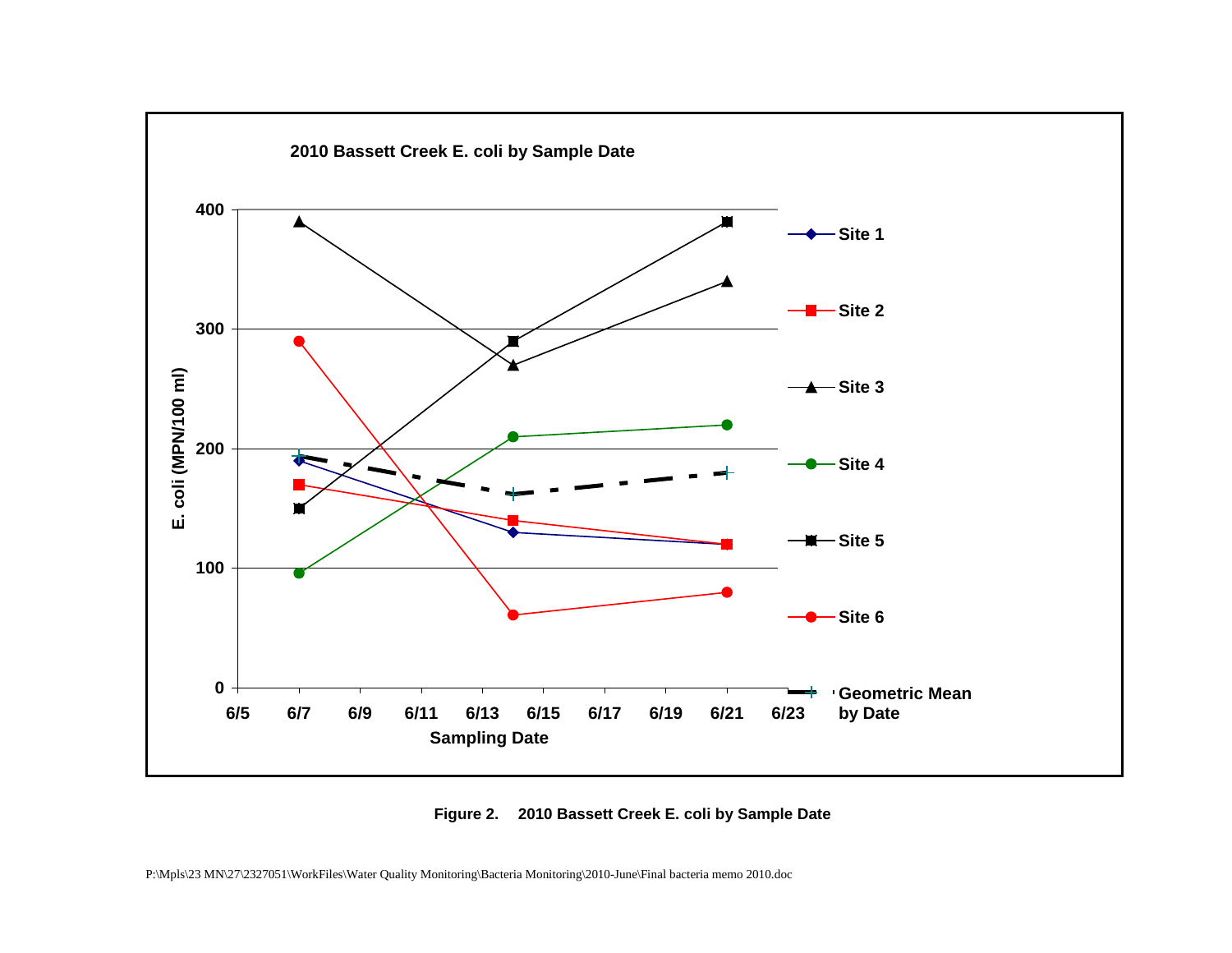2010 Bassett Creek E. coli by Sample Date

Figure 2. 2010 Bassett Creek E. coli by Sample Date

P:\Mpls\23 MN\27\2327051\WorkFiles\Water Quality Monitoring\Bacteria Monitoring\2010-June\Final bacteria memo 2010.doc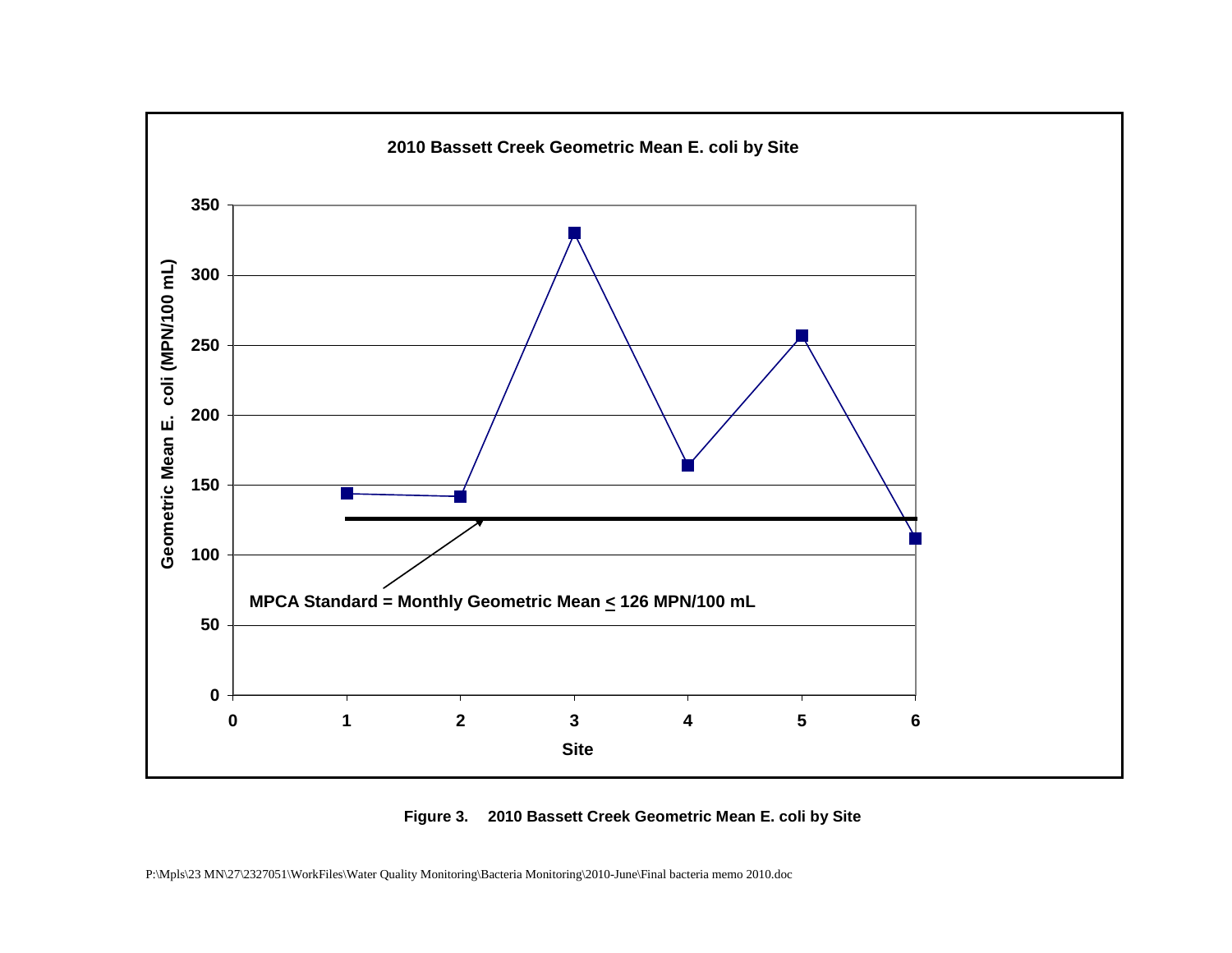**2010 Bassett Creek Geometric Mean E. coli by Site**

Geometric Mean E. coli (MPN/100 mL)

MPCA Standard = Monthly Geometric Mean ≤ 126 MPN/100 mL

Site

**Figure 3. 2010 Bassett Creek Geometric Mean E. coli by Site**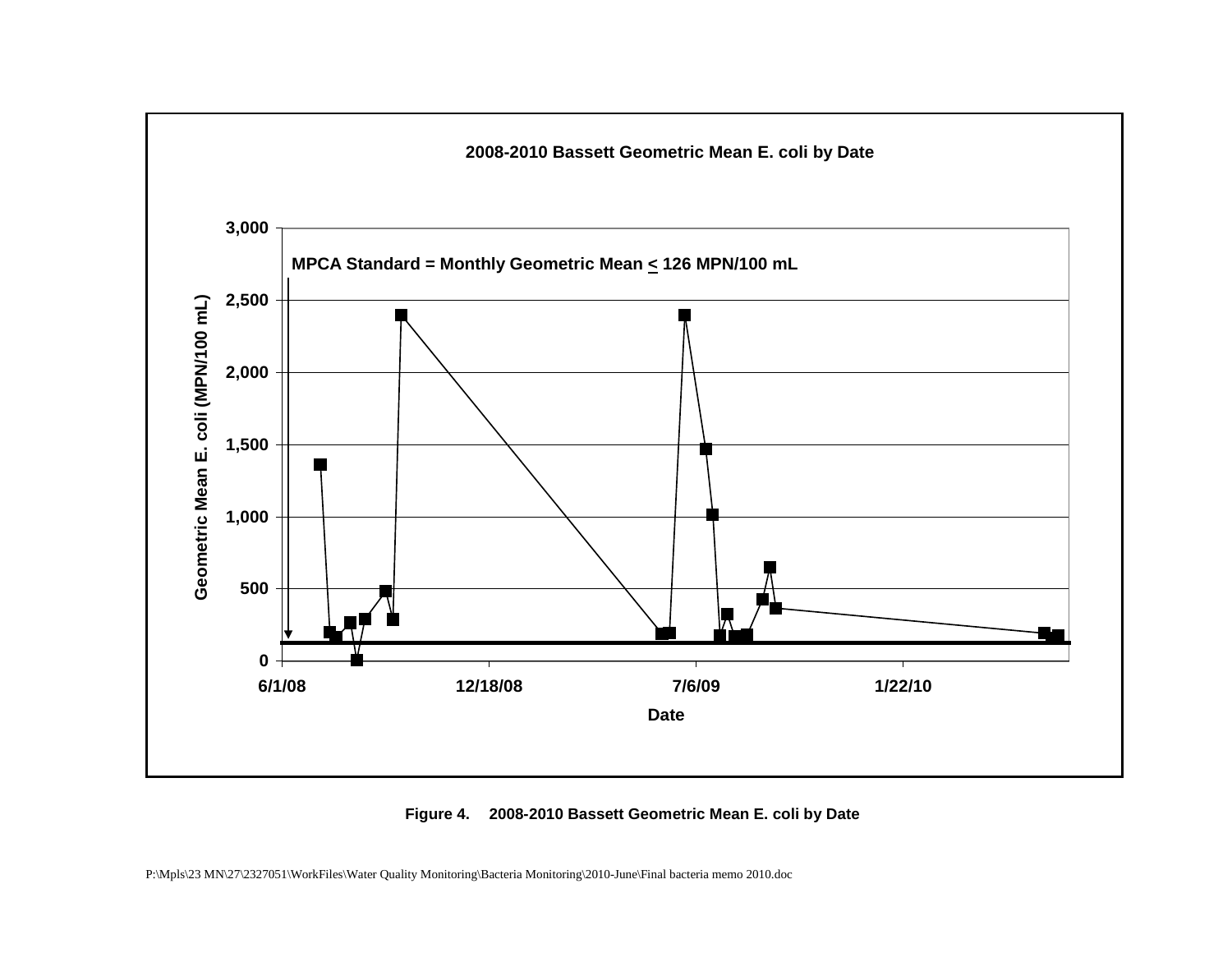**2008-2010 Bassett Geometric Mean E. coli by Date**

MPCA Standard = Monthly Geometric Mean < 126 MPN/100 mL

Geometric Mean E. coli (MPN/100 mL)

3,000
2,500
2,000
1,500
1,000
500
0

6/1/08 12/18/08 7/6/09 1/22/10

Date

**Figure 4. 2008-2010 Bassett Geometric Mean E. coli by Date**

P:\Mpls\23 MN\27\2327051\WorkFiles\Water Quality Monitoring\Bacteria Monitoring\2010-June\Final bacteria memo 2010.doc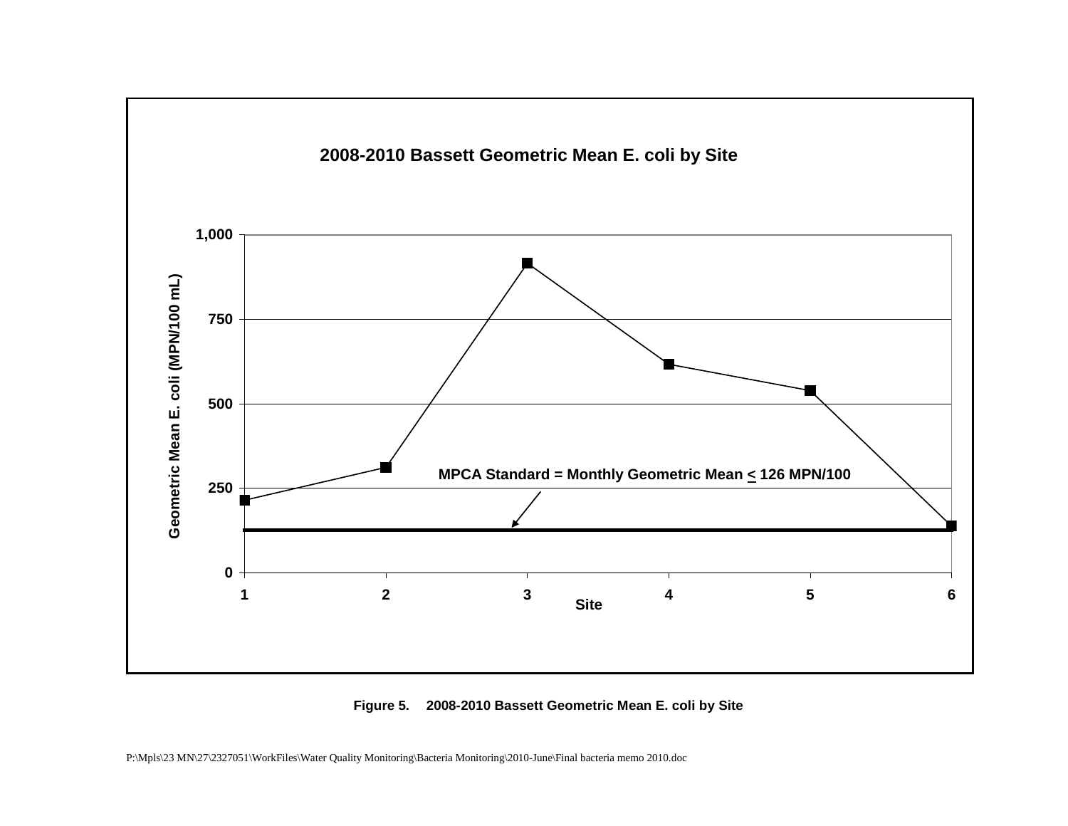**2008-2010 Bassett Geometric Mean E. coli by Site**

Geometric Mean E. coli (MPN/100 mL)

1,000

750

500

250

0

MPCA Standard = Monthly Geometric Mean < 126 MPN/100

1 2 3 4 5 6

Site

**Figure 5. 2008-2010 Bassett Geometric Mean E. coli by Site**

P:\Mpls\23 MN\27\2327051\WorkFiles\Water Quality Monitoring\Bacteria Monitoring\2010-June\Final bacteria memo 2010.doc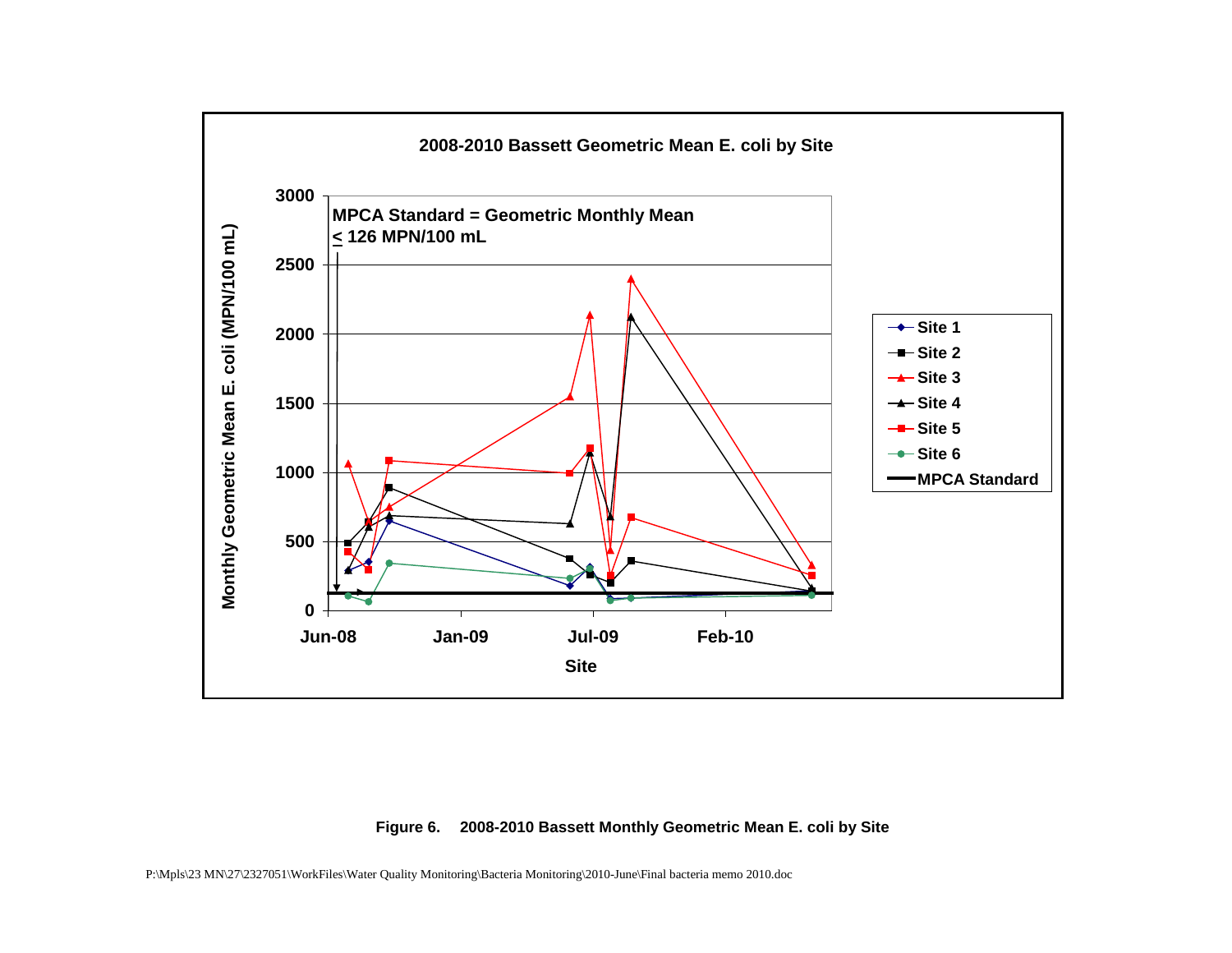**2008-2010 Bassett Geometric Mean E. coli by Site**

MPCA Standard = Geometric Monthly Mean
≤ 126 MPN/100 mL

Monthly Geometric Mean E. coli (MPN/100 mL)

Site

Legend: Site 1, Site 2, Site 3, Site 4, Site 5, Site 6, MPCA Standard

**Figure 6. 2008-2010 Bassett Monthly Geometric Mean E. coli by Site**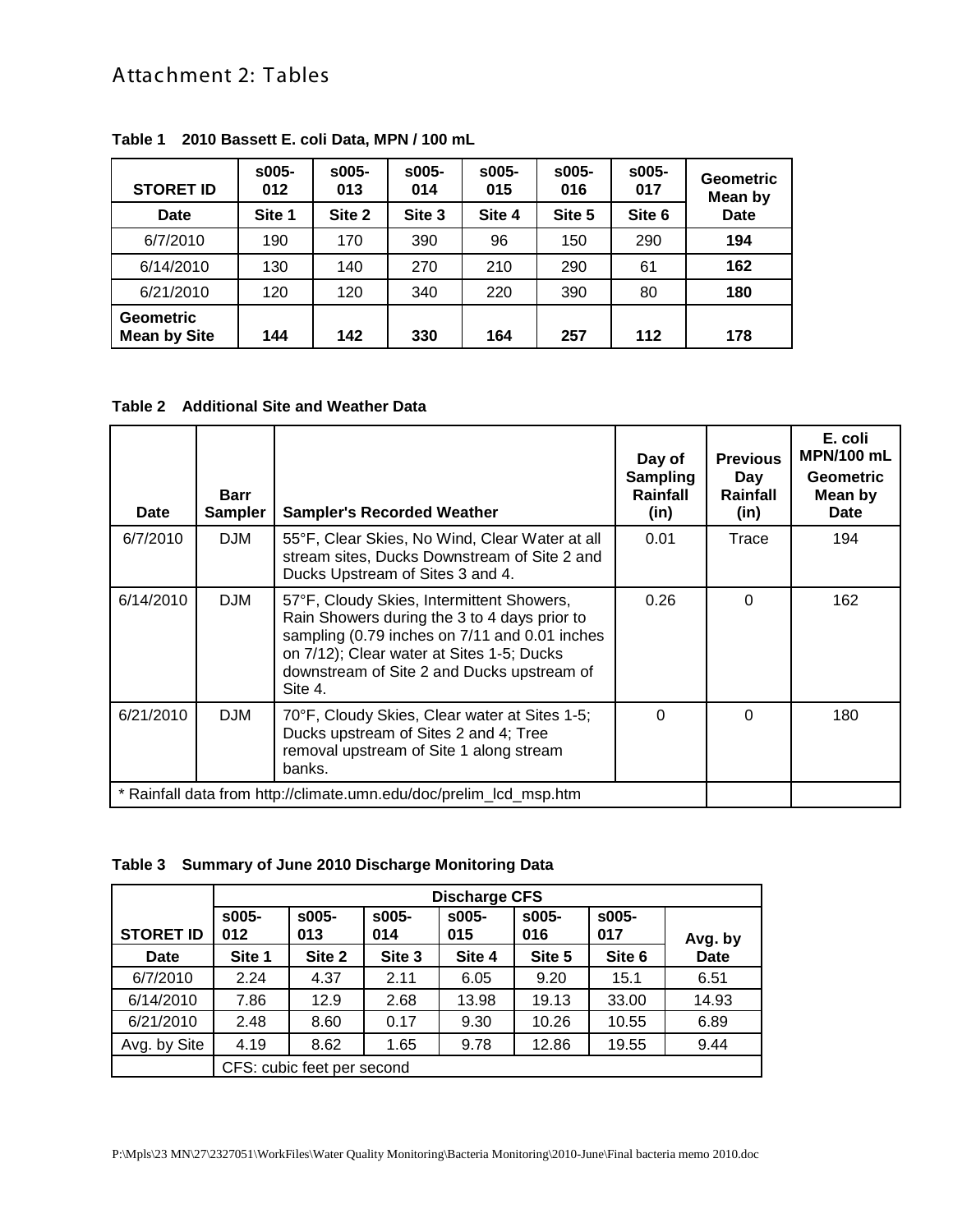# Attachment 2: Tables

**Table 1 2010 Bassett E. coli Data, MPN / 100 mL**

| STORET ID | s005-012 | s005-013 | s005-014 | s005-015 | s005-016 | s005-017 | Geometric Mean by |
|---|---|---|---|---|---|---|---|
| **Date** | **Site 1** | **Site 2** | **Site 3** | **Site 4** | **Site 5** | **Site 6** | **Date** |
| 6/7/2010 | 190 | 170 | 390 | 96 | 150 | 290 | **194** |
| 6/14/2010 | 130 | 140 | 270 | 210 | 290 | 61 | **162** |
| 6/21/2010 | 120 | 120 | 340 | 220 | 390 | 80 | **180** |
| **Geometric Mean by Site** | **144** | **142** | **330** | **164** | **257** | **112** | **178** |

**Table 2 Additional Site and Weather Data**

| Date | Barr Sampler | Sampler's Recorded Weather | Day of Sampling Rainfall (in) | Previous Day Rainfall (in) | E. coli MPN/100 mL Geometric Mean by Date |
|---|---|---|---|---|---|
| 6/7/2010 | DJM | 55°F, Clear Skies, No Wind, Clear Water at all stream sites, Ducks Downstream of Site 2 and Ducks Upstream of Sites 3 and 4. | 0.01 | Trace | 194 |
| 6/14/2010 | DJM | 57°F, Cloudy Skies, Intermittent Showers, Rain Showers during the 3 to 4 days prior to sampling (0.79 inches on 7/11 and 0.01 inches on 7/12); Clear water at Sites 1-5; Ducks downstream of Site 2 and Ducks upstream of Site 4. | 0.26 | 0 | 162 |
| 6/21/2010 | DJM | 70°F, Cloudy Skies, Clear water at Sites 1-5; Ducks upstream of Sites 2 and 4; Tree removal upstream of Site 1 along stream banks. | 0 | 0 | 180 |
| * Rainfall data from http://climate.umn.edu/doc/prelim_lcd_msp.htm | | | | | |

**Table 3 Summary of June 2010 Discharge Monitoring Data**

| | Discharge CFS | | | | | | |
|---|---|---|---|---|---|---|---|
| **STORET ID** | **s005-012** | **s005-013** | **s005-014** | **s005-015** | **s005-016** | **s005-017** | **Avg. by** |
| **Date** | **Site 1** | **Site 2** | **Site 3** | **Site 4** | **Site 5** | **Site 6** | **Date** |
| 6/7/2010 | 2.24 | 4.37 | 2.11 | 6.05 | 9.20 | 15.1 | 6.51 |
| 6/14/2010 | 7.86 | 12.9 | 2.68 | 13.98 | 19.13 | 33.00 | 14.93 |
| 6/21/2010 | 2.48 | 8.60 | 0.17 | 9.30 | 10.26 | 10.55 | 6.89 |
| Avg. by Site | 4.19 | 8.62 | 1.65 | 9.78 | 12.86 | 19.55 | 9.44 |
| | CFS: cubic feet per second | | | | | | |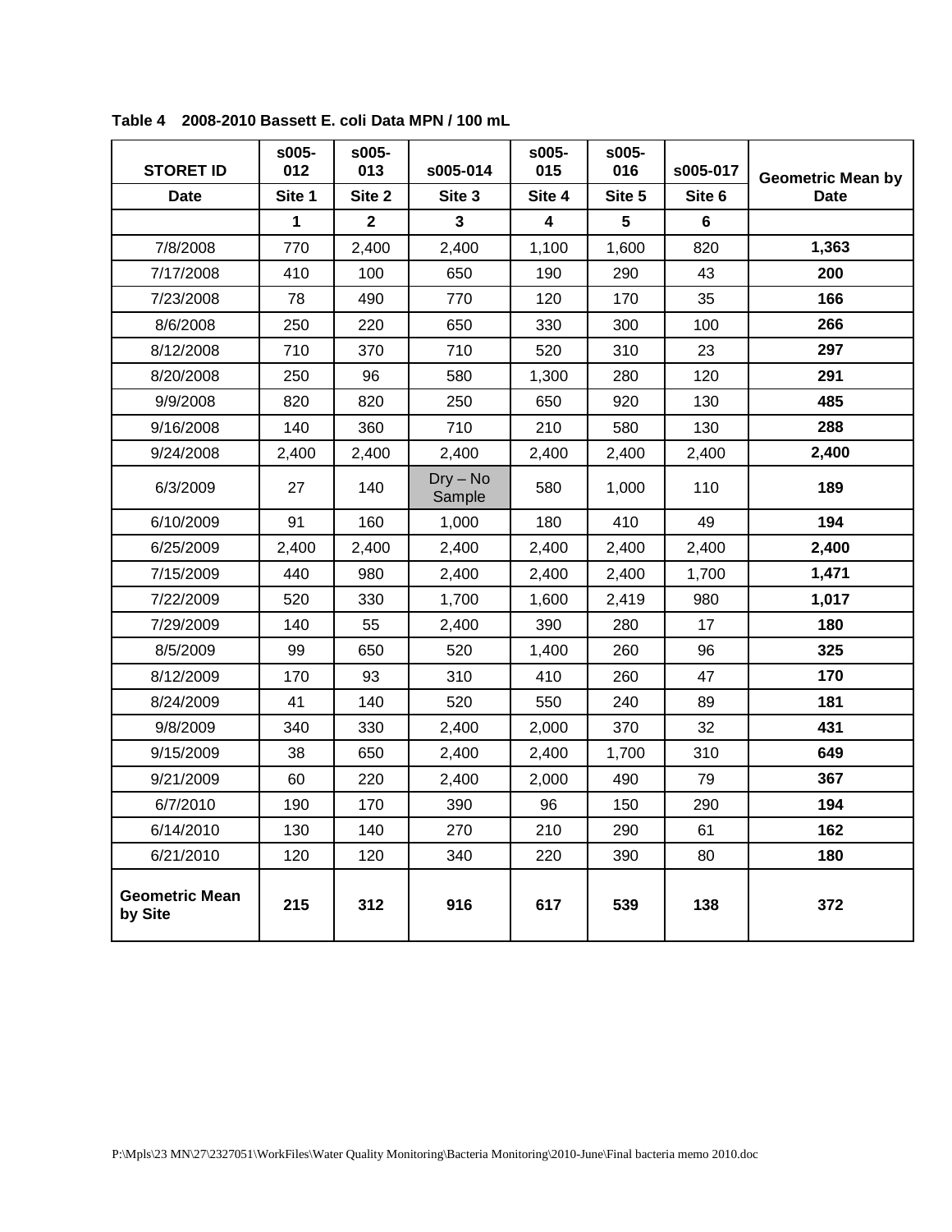**Table 4 2008-2010 Bassett E. coli Data MPN / 100 mL**

| STORET ID | s005-012 | s005-013 | s005-014 | s005-015 | s005-016 | s005-017 | Geometric Mean by Date |
|---|---|---|---|---|---|---|---|
| Date | Site 1 | Site 2 | Site 3 | Site 4 | Site 5 | Site 6 | |
| | 1 | 2 | 3 | 4 | 5 | 6 | |
| 7/8/2008 | 770 | 2,400 | 2,400 | 1,100 | 1,600 | 820 | **1,363** |
| 7/17/2008 | 410 | 100 | 650 | 190 | 290 | 43 | **200** |
| 7/23/2008 | 78 | 490 | 770 | 120 | 170 | 35 | **166** |
| 8/6/2008 | 250 | 220 | 650 | 330 | 300 | 100 | **266** |
| 8/12/2008 | 710 | 370 | 710 | 520 | 310 | 23 | **297** |
| 8/20/2008 | 250 | 96 | 580 | 1,300 | 280 | 120 | **291** |
| 9/9/2008 | 820 | 820 | 250 | 650 | 920 | 130 | **485** |
| 9/16/2008 | 140 | 360 | 710 | 210 | 580 | 130 | **288** |
| 9/24/2008 | 2,400 | 2,400 | 2,400 | 2,400 | 2,400 | 2,400 | **2,400** |
| 6/3/2009 | 27 | 140 | Dry – No Sample | 580 | 1,000 | 110 | **189** |
| 6/10/2009 | 91 | 160 | 1,000 | 180 | 410 | 49 | **194** |
| 6/25/2009 | 2,400 | 2,400 | 2,400 | 2,400 | 2,400 | 2,400 | **2,400** |
| 7/15/2009 | 440 | 980 | 2,400 | 2,400 | 2,400 | 1,700 | **1,471** |
| 7/22/2009 | 520 | 330 | 1,700 | 1,600 | 2,419 | 980 | **1,017** |
| 7/29/2009 | 140 | 55 | 2,400 | 390 | 280 | 17 | **180** |
| 8/5/2009 | 99 | 650 | 520 | 1,400 | 260 | 96 | **325** |
| 8/12/2009 | 170 | 93 | 310 | 410 | 260 | 47 | **170** |
| 8/24/2009 | 41 | 140 | 520 | 550 | 240 | 89 | **181** |
| 9/8/2009 | 340 | 330 | 2,400 | 2,000 | 370 | 32 | **431** |
| 9/15/2009 | 38 | 650 | 2,400 | 2,400 | 1,700 | 310 | **649** |
| 9/21/2009 | 60 | 220 | 2,400 | 2,000 | 490 | 79 | **367** |
| 6/7/2010 | 190 | 170 | 390 | 96 | 150 | 290 | **194** |
| 6/14/2010 | 130 | 140 | 270 | 210 | 290 | 61 | **162** |
| 6/21/2010 | 120 | 120 | 340 | 220 | 390 | 80 | **180** |
| **Geometric Mean by Site** | **215** | **312** | **916** | **617** | **539** | **138** | **372** |

P:\Mpls\23 MN\27\2327051\WorkFiles\Water Quality Monitoring\Bacteria Monitoring\2010-June\Final bacteria memo 2010.doc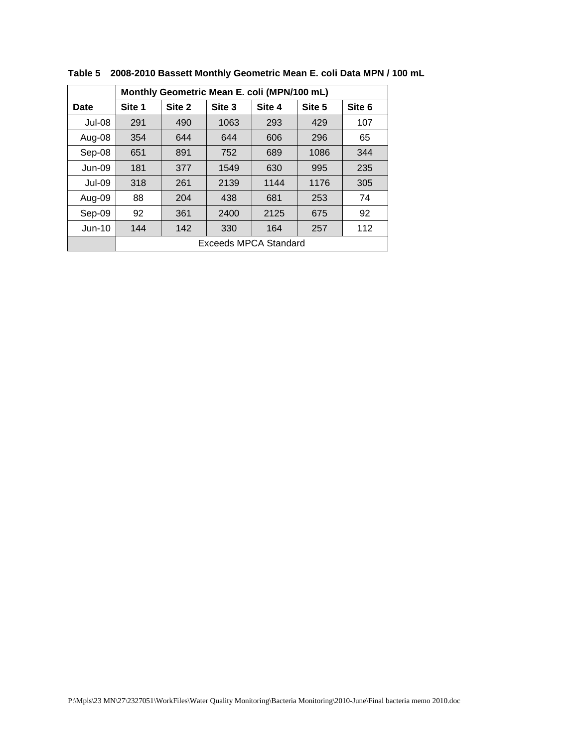**Table 5 2008-2010 Bassett Monthly Geometric Mean E. coli Data MPN / 100 mL**

| | Monthly Geometric Mean E. coli (MPN/100 mL) | | | | | |
|---|---|---|---|---|---|---|
| **Date** | **Site 1** | **Site 2** | **Site 3** | **Site 4** | **Site 5** | **Site 6** |
| Jul-08 | 291 | 490 | 1063 | 293 | 429 | 107 |
| Aug-08 | 354 | 644 | 644 | 606 | 296 | 65 |
| Sep-08 | 651 | 891 | 752 | 689 | 1086 | 344 |
| Jun-09 | 181 | 377 | 1549 | 630 | 995 | 235 |
| Jul-09 | 318 | 261 | 2139 | 1144 | 1176 | 305 |
| Aug-09 | 88 | 204 | 438 | 681 | 253 | 74 |
| Sep-09 | 92 | 361 | 2400 | 2125 | 675 | 92 |
| Jun-10 | 144 | 142 | 330 | 164 | 257 | 112 |
| | Exceeds MPCA Standard | | | | | |

P:\Mpls\23 MN\27\2327051\WorkFiles\Water Quality Monitoring\Bacteria Monitoring\2010-June\Final bacteria memo 2010.doc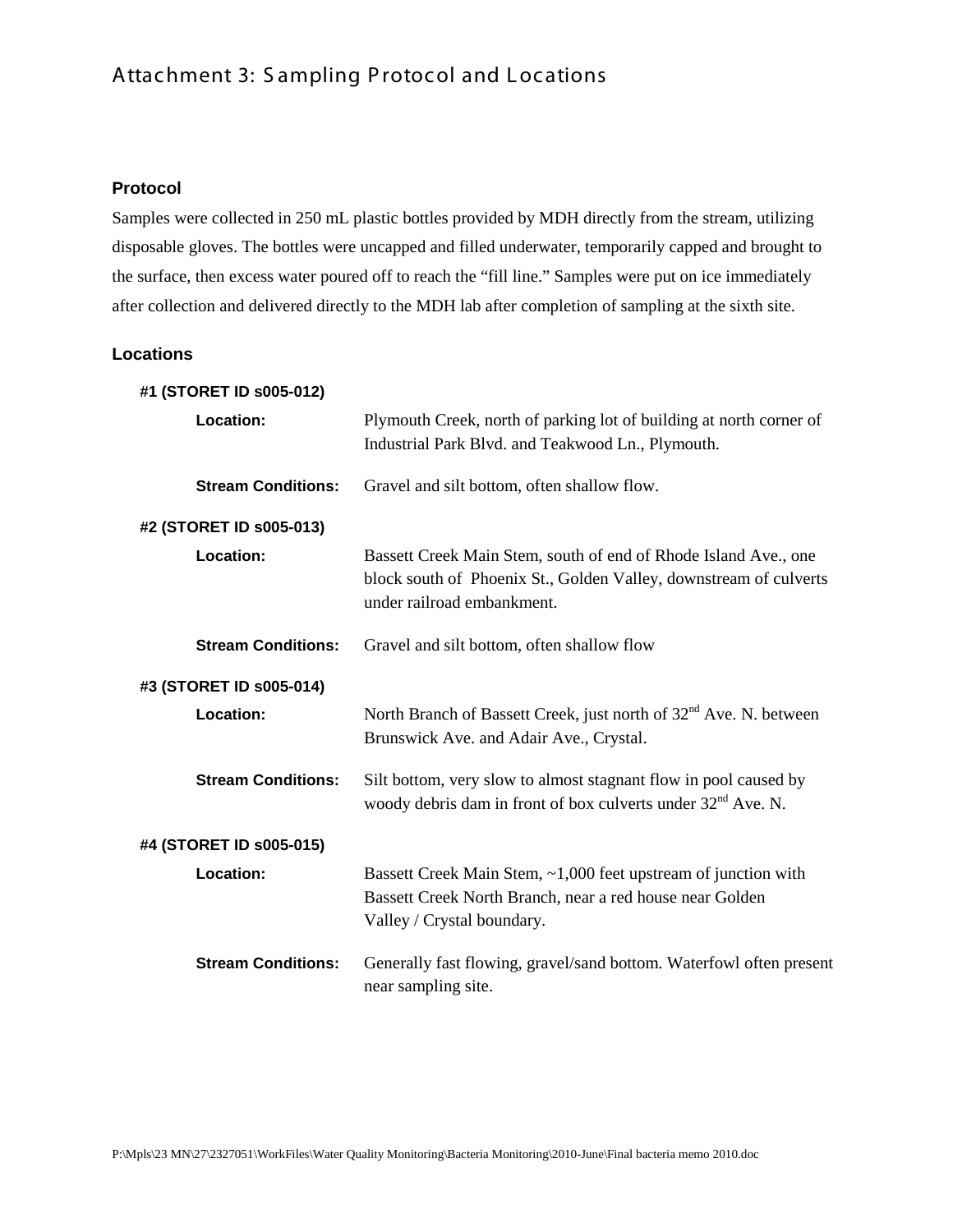# Attachment 3: Sampling Protocol and Locations

## Protocol

Samples were collected in 250 mL plastic bottles provided by MDH directly from the stream, utilizing disposable gloves. The bottles were uncapped and filled underwater, temporarily capped and brought to the surface, then excess water poured off to reach the "fill line." Samples were put on ice immediately after collection and delivered directly to the MDH lab after completion of sampling at the sixth site.

## Locations

### #1 (STORET ID s005-012)

**Location:** Plymouth Creek, north of parking lot of building at north corner of Industrial Park Blvd. and Teakwood Ln., Plymouth.

**Stream Conditions:** Gravel and silt bottom, often shallow flow.

### #2 (STORET ID s005-013)

**Location:** Bassett Creek Main Stem, south of end of Rhode Island Ave., one block south of Phoenix St., Golden Valley, downstream of culverts under railroad embankment.

**Stream Conditions:** Gravel and silt bottom, often shallow flow

### #3 (STORET ID s005-014)

**Location:** North Branch of Bassett Creek, just north of 32nd Ave. N. between Brunswick Ave. and Adair Ave., Crystal.

**Stream Conditions:** Silt bottom, very slow to almost stagnant flow in pool caused by woody debris dam in front of box culverts under 32nd Ave. N.

### #4 (STORET ID s005-015)

**Location:** Bassett Creek Main Stem, ~1,000 feet upstream of junction with Bassett Creek North Branch, near a red house near Golden Valley / Crystal boundary.

**Stream Conditions:** Generally fast flowing, gravel/sand bottom. Waterfowl often present near sampling site.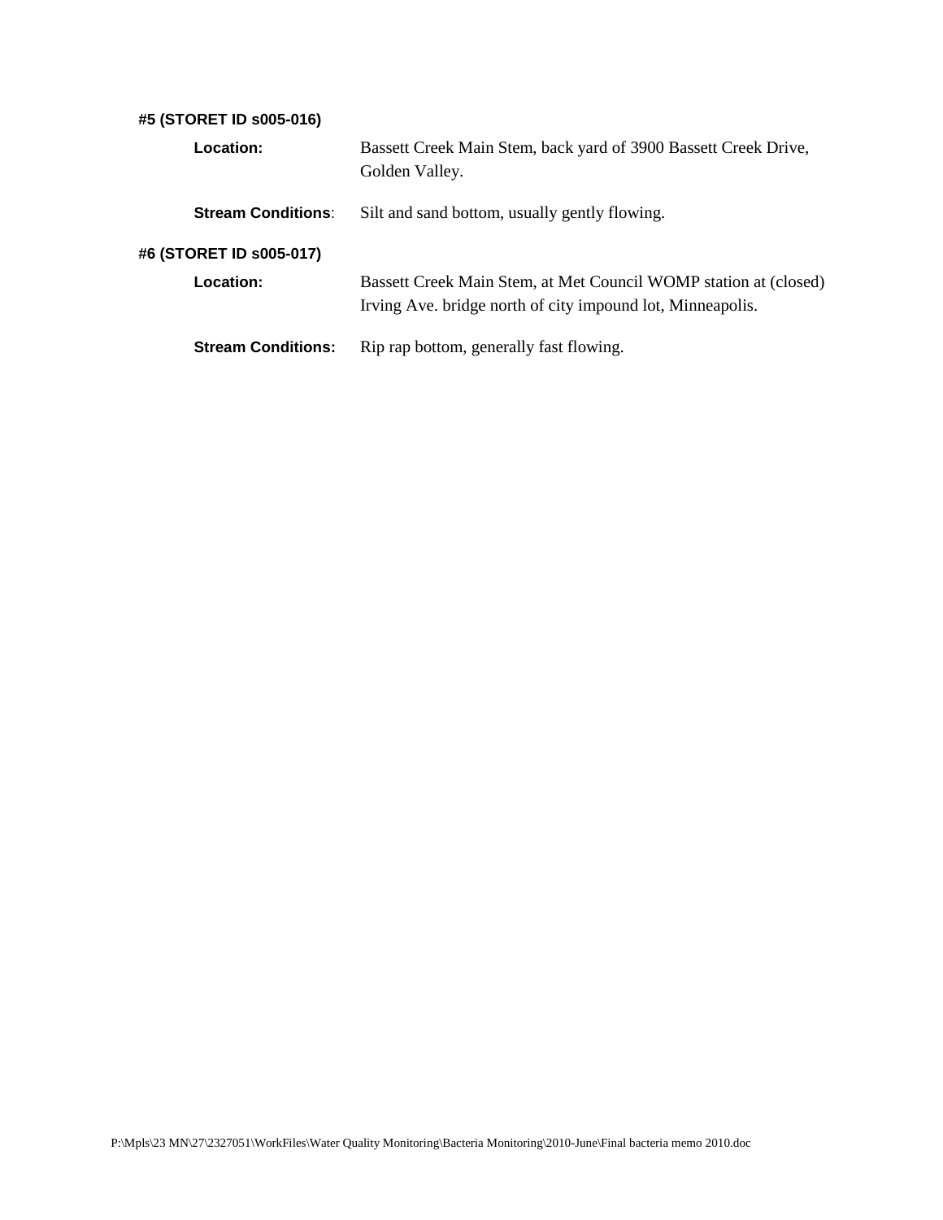**#5 (STORET ID s005-016)**

**Location:** Bassett Creek Main Stem, back yard of 3900 Bassett Creek Drive, Golden Valley.

**Stream Conditions**: Silt and sand bottom, usually gently flowing.

**#6 (STORET ID s005-017)**

**Location:** Bassett Creek Main Stem, at Met Council WOMP station at (closed) Irving Ave. bridge north of city impound lot, Minneapolis.

**Stream Conditions:** Rip rap bottom, generally fast flowing.